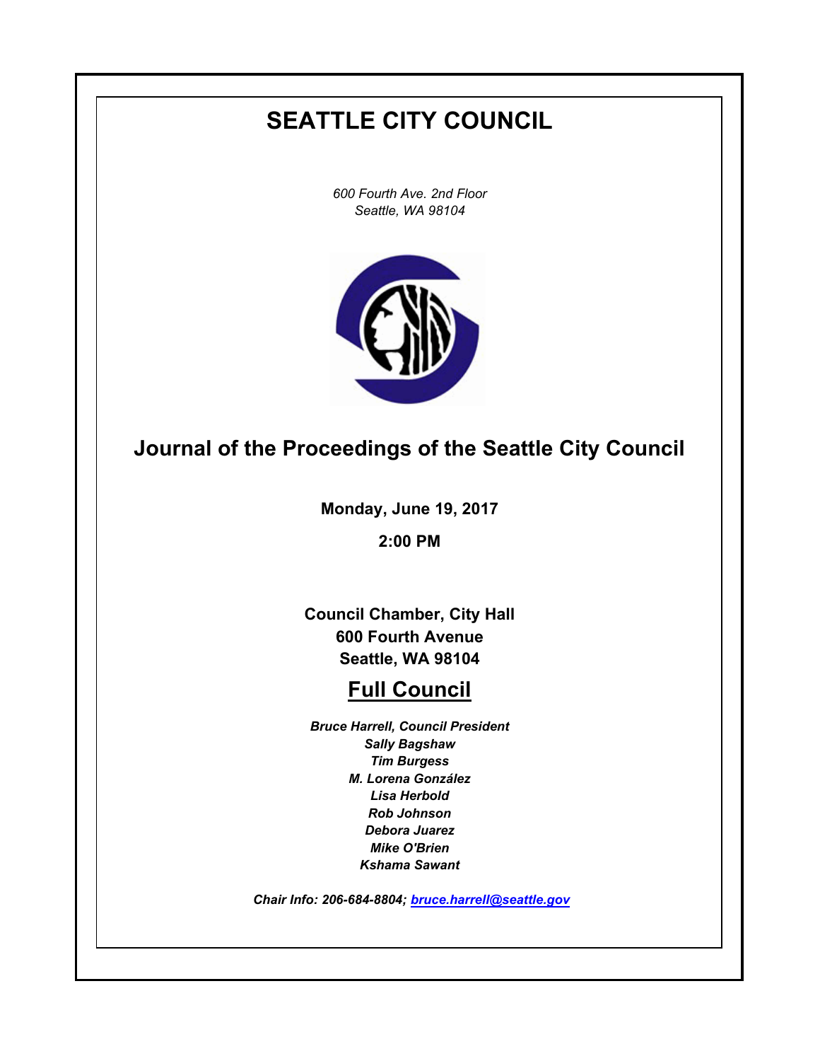# SEATTLE CITY COUNCIL

*600 Fourth Ave. 2nd Floor*
*Seattle, WA 98104*

## Journal of the Proceedings of the Seattle City Council

**Monday, June 19, 2017**

**2:00 PM**

**Council Chamber, City Hall**
**600 Fourth Avenue**
**Seattle, WA 98104**

## Full Council

***Bruce Harrell, Council President***
***Sally Bagshaw***
***Tim Burgess***
***M. Lorena González***
***Lisa Herbold***
***Rob Johnson***
***Debora Juarez***
***Mike O'Brien***
***Kshama Sawant***

***Chair Info: 206-684-8804; bruce.harrell@seattle.gov***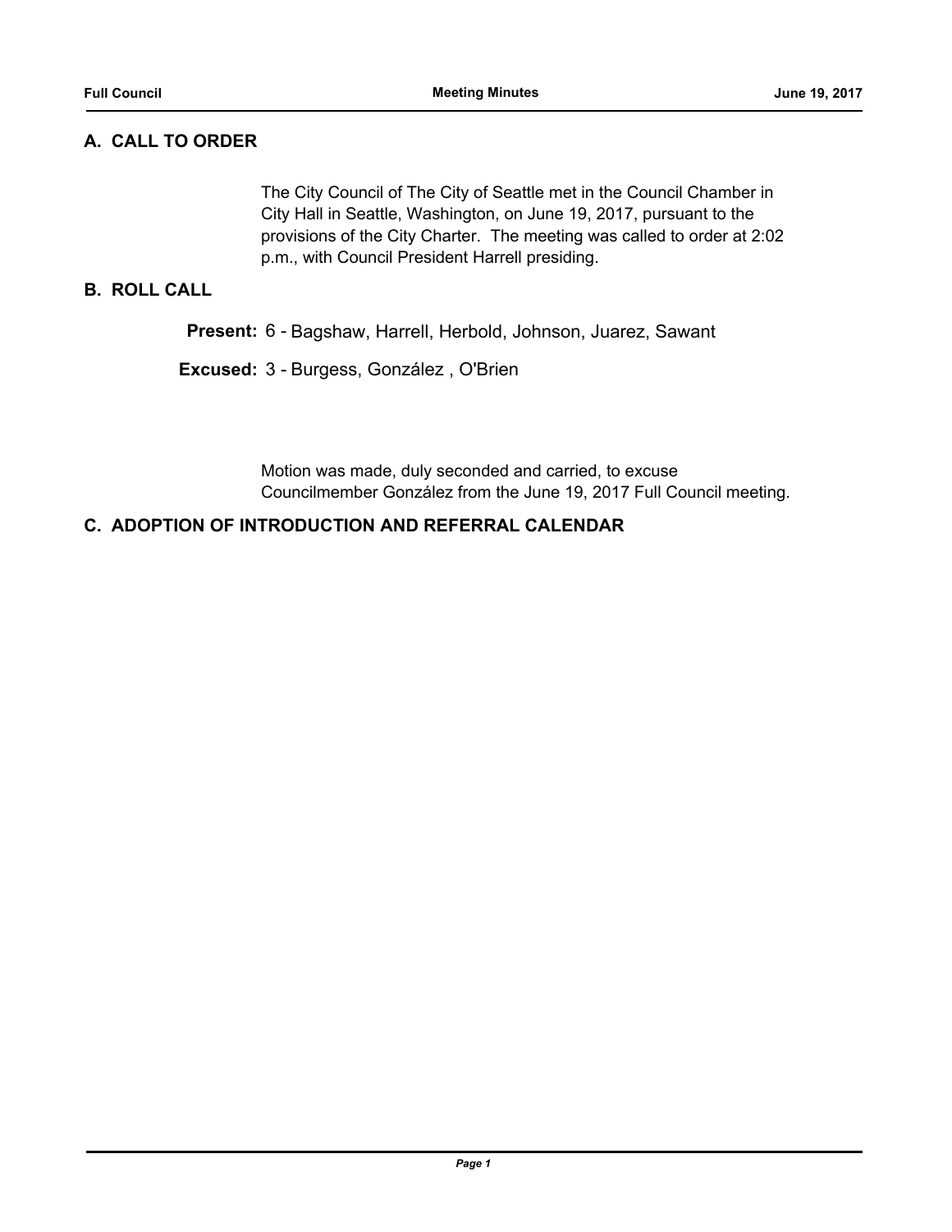## A. CALL TO ORDER

The City Council of The City of Seattle met in the Council Chamber in City Hall in Seattle, Washington, on June 19, 2017, pursuant to the provisions of the City Charter. The meeting was called to order at 2:02 p.m., with Council President Harrell presiding.

## B. ROLL CALL

**Present:** 6 - Bagshaw, Harrell, Herbold, Johnson, Juarez, Sawant

**Excused:** 3 - Burgess, González , O'Brien

Motion was made, duly seconded and carried, to excuse Councilmember González from the June 19, 2017 Full Council meeting.

## C. ADOPTION OF INTRODUCTION AND REFERRAL CALENDAR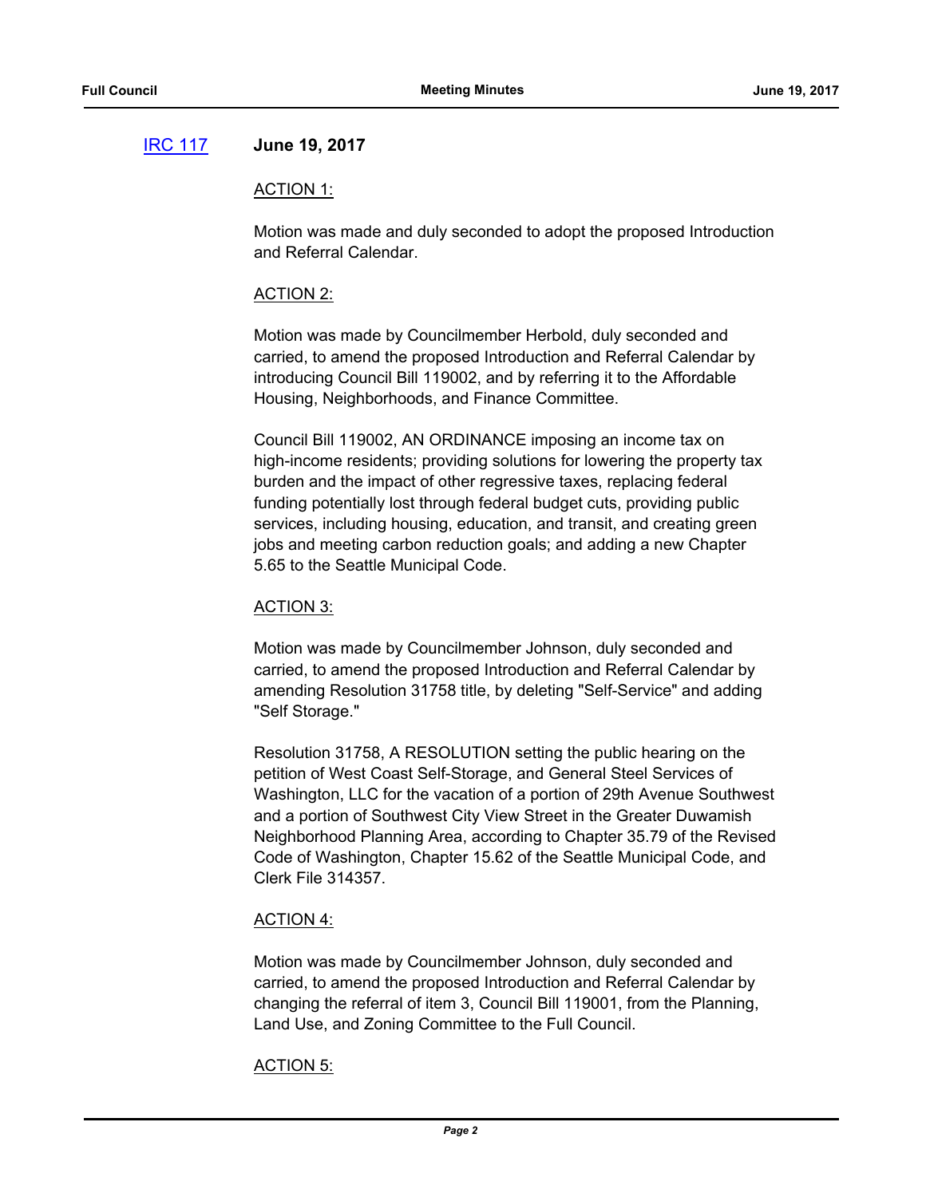[IRC 117] **June 19, 2017**

ACTION 1:

Motion was made and duly seconded to adopt the proposed Introduction and Referral Calendar.

ACTION 2:

Motion was made by Councilmember Herbold, duly seconded and carried, to amend the proposed Introduction and Referral Calendar by introducing Council Bill 119002, and by referring it to the Affordable Housing, Neighborhoods, and Finance Committee.

Council Bill 119002, AN ORDINANCE imposing an income tax on high-income residents; providing solutions for lowering the property tax burden and the impact of other regressive taxes, replacing federal funding potentially lost through federal budget cuts, providing public services, including housing, education, and transit, and creating green jobs and meeting carbon reduction goals; and adding a new Chapter 5.65 to the Seattle Municipal Code.

ACTION 3:

Motion was made by Councilmember Johnson, duly seconded and carried, to amend the proposed Introduction and Referral Calendar by amending Resolution 31758 title, by deleting "Self-Service" and adding "Self Storage."

Resolution 31758, A RESOLUTION setting the public hearing on the petition of West Coast Self-Storage, and General Steel Services of Washington, LLC for the vacation of a portion of 29th Avenue Southwest and a portion of Southwest City View Street in the Greater Duwamish Neighborhood Planning Area, according to Chapter 35.79 of the Revised Code of Washington, Chapter 15.62 of the Seattle Municipal Code, and Clerk File 314357.

ACTION 4:

Motion was made by Councilmember Johnson, duly seconded and carried, to amend the proposed Introduction and Referral Calendar by changing the referral of item 3, Council Bill 119001, from the Planning, Land Use, and Zoning Committee to the Full Council.

ACTION 5: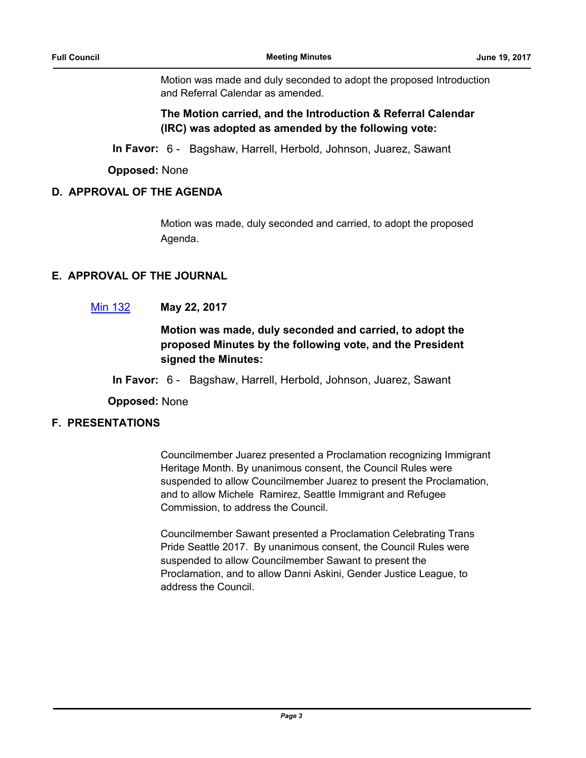Motion was made and duly seconded to adopt the proposed Introduction and Referral Calendar as amended.

**The Motion carried, and the Introduction & Referral Calendar (IRC) was adopted as amended by the following vote:**

**In Favor:** 6 - Bagshaw, Harrell, Herbold, Johnson, Juarez, Sawant

**Opposed:** None

## D. APPROVAL OF THE AGENDA

Motion was made, duly seconded and carried, to adopt the proposed Agenda.

## E. APPROVAL OF THE JOURNAL

Min 132 **May 22, 2017**

**Motion was made, duly seconded and carried, to adopt the proposed Minutes by the following vote, and the President signed the Minutes:**

**In Favor:** 6 - Bagshaw, Harrell, Herbold, Johnson, Juarez, Sawant

**Opposed:** None

## F. PRESENTATIONS

Councilmember Juarez presented a Proclamation recognizing Immigrant Heritage Month. By unanimous consent, the Council Rules were suspended to allow Councilmember Juarez to present the Proclamation, and to allow Michele Ramirez, Seattle Immigrant and Refugee Commission, to address the Council.

Councilmember Sawant presented a Proclamation Celebrating Trans Pride Seattle 2017. By unanimous consent, the Council Rules were suspended to allow Councilmember Sawant to present the Proclamation, and to allow Danni Askini, Gender Justice League, to address the Council.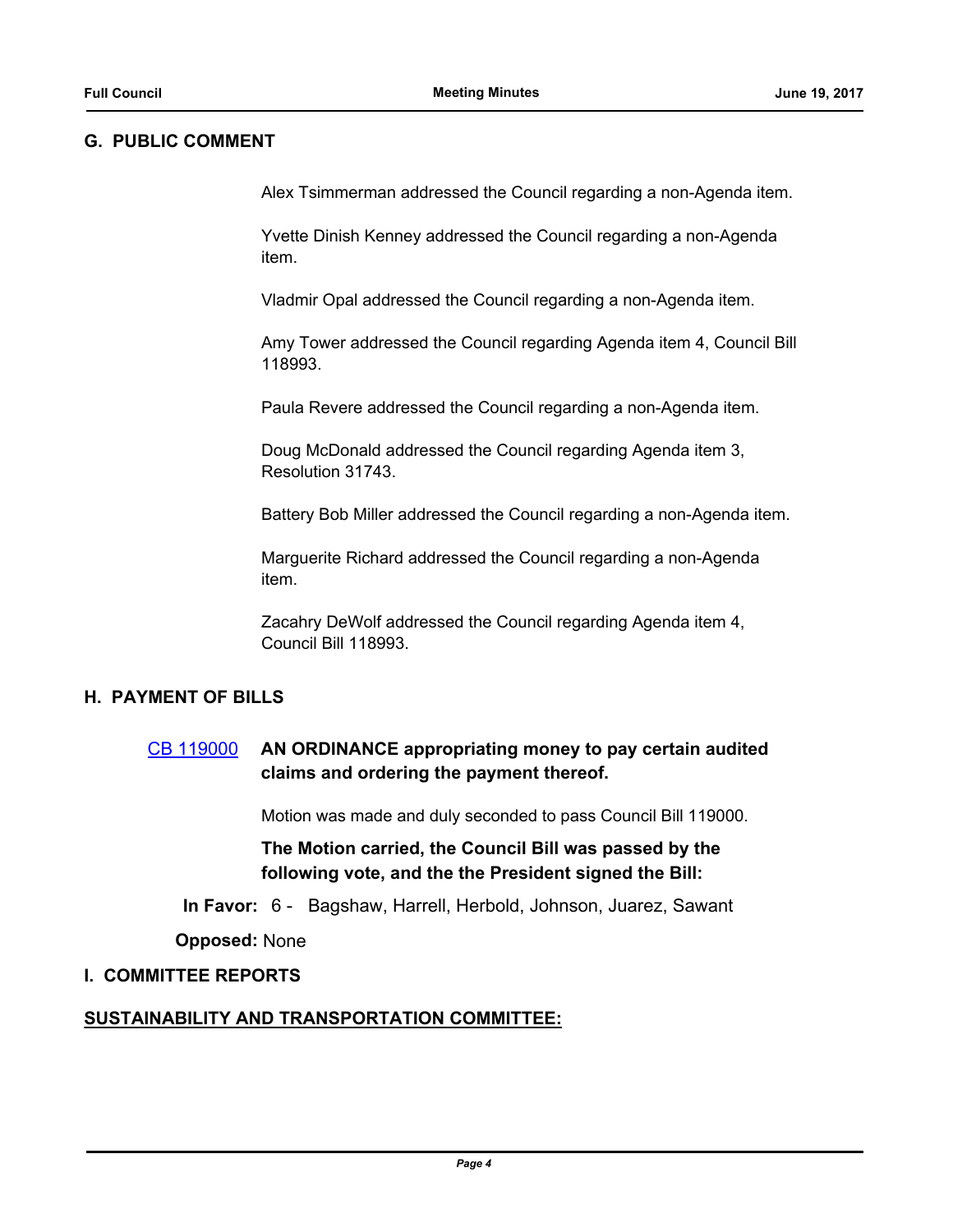## G. PUBLIC COMMENT

Alex Tsimmerman addressed the Council regarding a non-Agenda item.

Yvette Dinish Kenney addressed the Council regarding a non-Agenda item.

Vladmir Opal addressed the Council regarding a non-Agenda item.

Amy Tower addressed the Council regarding Agenda item 4, Council Bill 118993.

Paula Revere addressed the Council regarding a non-Agenda item.

Doug McDonald addressed the Council regarding Agenda item 3, Resolution 31743.

Battery Bob Miller addressed the Council regarding a non-Agenda item.

Marguerite Richard addressed the Council regarding a non-Agenda item.

Zacahry DeWolf addressed the Council regarding Agenda item 4, Council Bill 118993.

## H. PAYMENT OF BILLS

CB 119000 **AN ORDINANCE appropriating money to pay certain audited claims and ordering the payment thereof.**

Motion was made and duly seconded to pass Council Bill 119000.

**The Motion carried, the Council Bill was passed by the following vote, and the the President signed the Bill:**

**In Favor:** 6 - Bagshaw, Harrell, Herbold, Johnson, Juarez, Sawant

**Opposed:** None

## I. COMMITTEE REPORTS

**SUSTAINABILITY AND TRANSPORTATION COMMITTEE:**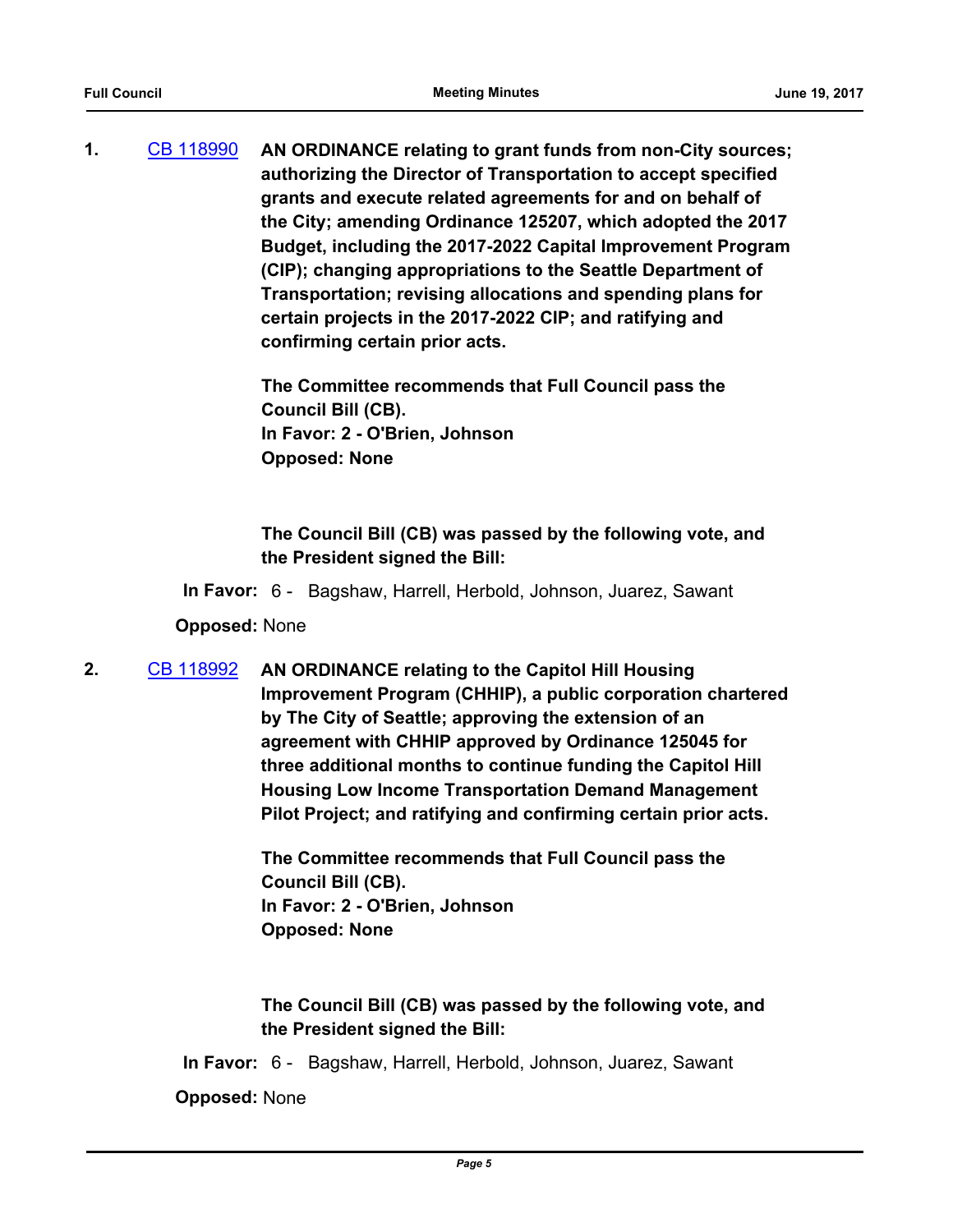1. [CB 118990](#) **AN ORDINANCE relating to grant funds from non-City sources; authorizing the Director of Transportation to accept specified grants and execute related agreements for and on behalf of the City; amending Ordinance 125207, which adopted the 2017 Budget, including the 2017-2022 Capital Improvement Program (CIP); changing appropriations to the Seattle Department of Transportation; revising allocations and spending plans for certain projects in the 2017-2022 CIP; and ratifying and confirming certain prior acts.**

   **The Committee recommends that Full Council pass the Council Bill (CB).**
   **In Favor: 2 - O'Brien, Johnson**
   **Opposed: None**

   **The Council Bill (CB) was passed by the following vote, and the President signed the Bill:**

   **In Favor:** 6 - Bagshaw, Harrell, Herbold, Johnson, Juarez, Sawant

   **Opposed:** None

2. [CB 118992](#) **AN ORDINANCE relating to the Capitol Hill Housing Improvement Program (CHHIP), a public corporation chartered by The City of Seattle; approving the extension of an agreement with CHHIP approved by Ordinance 125045 for three additional months to continue funding the Capitol Hill Housing Low Income Transportation Demand Management Pilot Project; and ratifying and confirming certain prior acts.**

   **The Committee recommends that Full Council pass the Council Bill (CB).**
   **In Favor: 2 - O'Brien, Johnson**
   **Opposed: None**

   **The Council Bill (CB) was passed by the following vote, and the President signed the Bill:**

   **In Favor:** 6 - Bagshaw, Harrell, Herbold, Johnson, Juarez, Sawant

   **Opposed:** None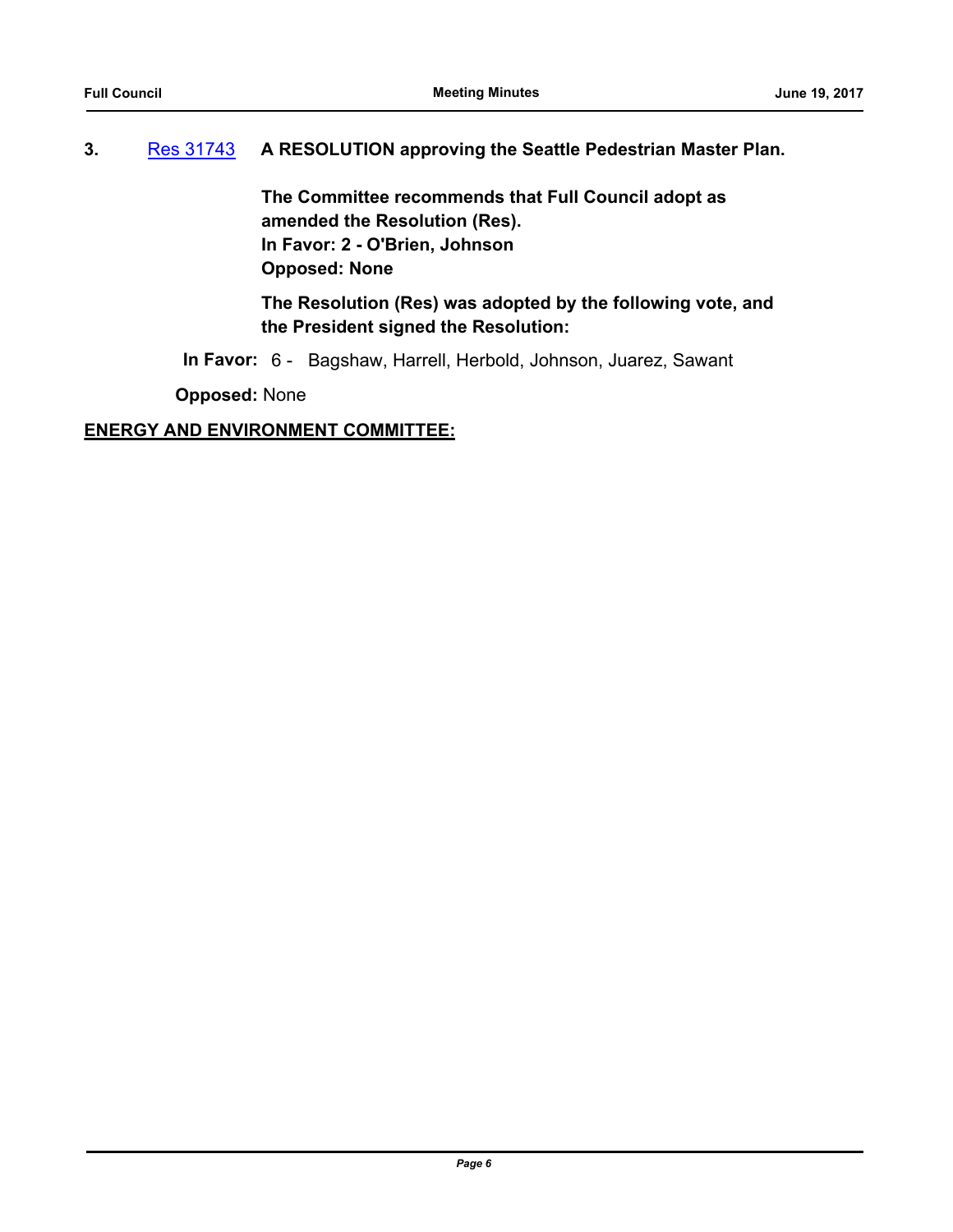**3.** Res 31743 **A RESOLUTION approving the Seattle Pedestrian Master Plan.**

**The Committee recommends that Full Council adopt as amended the Resolution (Res).**
**In Favor: 2 - O'Brien, Johnson**
**Opposed: None**

**The Resolution (Res) was adopted by the following vote, and the President signed the Resolution:**

**In Favor:** 6 - Bagshaw, Harrell, Herbold, Johnson, Juarez, Sawant

**Opposed:** None

**ENERGY AND ENVIRONMENT COMMITTEE:**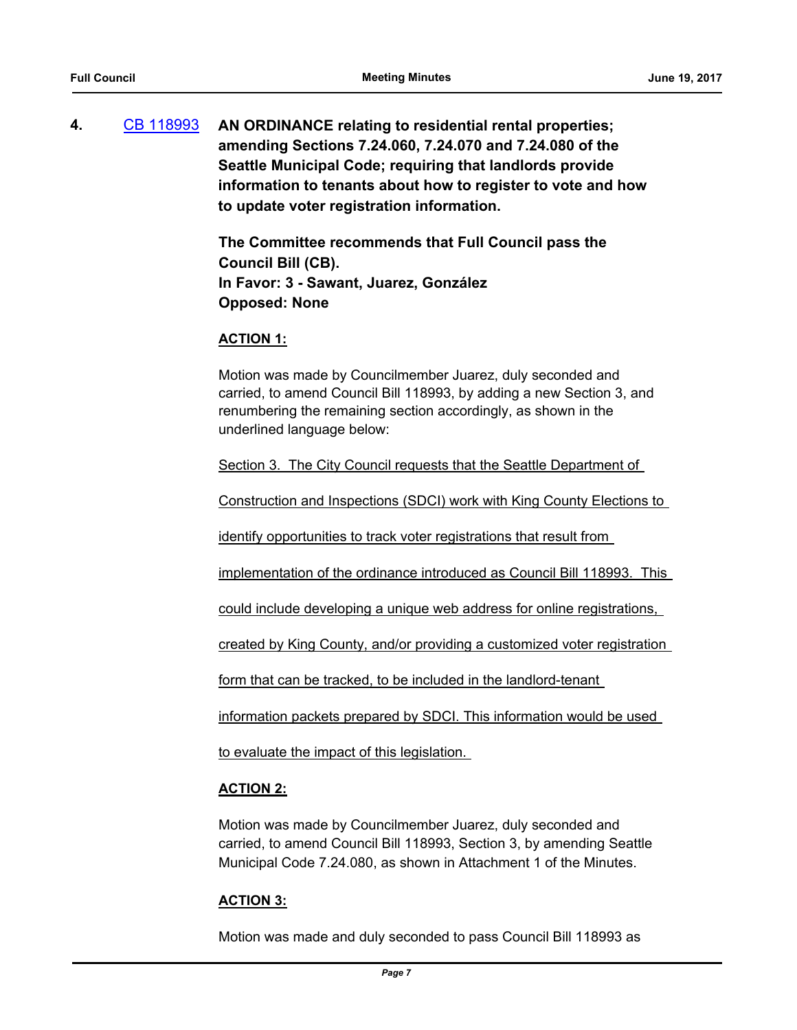**4.** [CB 118993](#) **AN ORDINANCE relating to residential rental properties; amending Sections 7.24.060, 7.24.070 and 7.24.080 of the Seattle Municipal Code; requiring that landlords provide information to tenants about how to register to vote and how to update voter registration information.**

**The Committee recommends that Full Council pass the Council Bill (CB).**
**In Favor: 3 - Sawant, Juarez, González**
**Opposed: None**

**ACTION 1:**

Motion was made by Councilmember Juarez, duly seconded and carried, to amend Council Bill 118993, by adding a new Section 3, and renumbering the remaining section accordingly, as shown in the underlined language below:

Section 3. The City Council requests that the Seattle Department of Construction and Inspections (SDCI) work with King County Elections to identify opportunities to track voter registrations that result from implementation of the ordinance introduced as Council Bill 118993. This could include developing a unique web address for online registrations, created by King County, and/or providing a customized voter registration form that can be tracked, to be included in the landlord-tenant information packets prepared by SDCI. This information would be used to evaluate the impact of this legislation.

**ACTION 2:**

Motion was made by Councilmember Juarez, duly seconded and carried, to amend Council Bill 118993, Section 3, by amending Seattle Municipal Code 7.24.080, as shown in Attachment 1 of the Minutes.

**ACTION 3:**

Motion was made and duly seconded to pass Council Bill 118993 as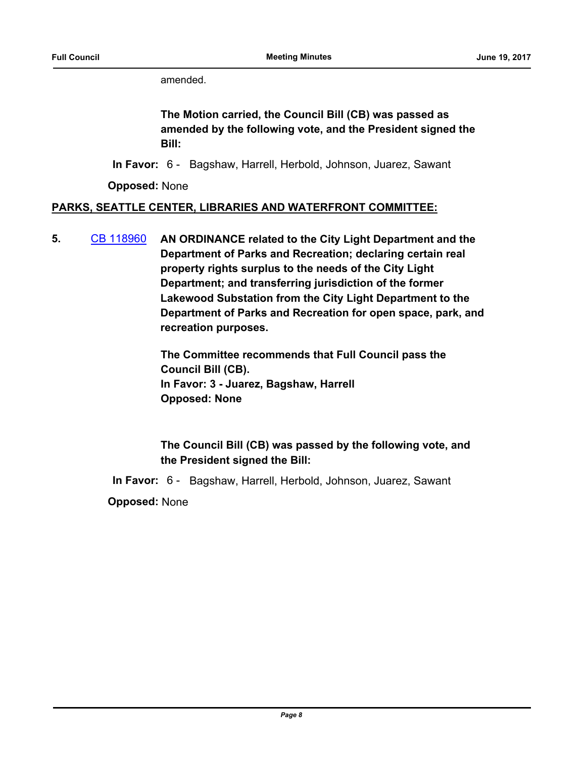amended.

**The Motion carried, the Council Bill (CB) was passed as amended by the following vote, and the President signed the Bill:**

**In Favor:** 6 - Bagshaw, Harrell, Herbold, Johnson, Juarez, Sawant

**Opposed:** None

**PARKS, SEATTLE CENTER, LIBRARIES AND WATERFRONT COMMITTEE:**

**5.** CB 118960 **AN ORDINANCE related to the City Light Department and the Department of Parks and Recreation; declaring certain real property rights surplus to the needs of the City Light Department; and transferring jurisdiction of the former Lakewood Substation from the City Light Department to the Department of Parks and Recreation for open space, park, and recreation purposes.**

**The Committee recommends that Full Council pass the Council Bill (CB).**
**In Favor: 3 - Juarez, Bagshaw, Harrell**
**Opposed: None**

**The Council Bill (CB) was passed by the following vote, and the President signed the Bill:**

**In Favor:** 6 - Bagshaw, Harrell, Herbold, Johnson, Juarez, Sawant

**Opposed:** None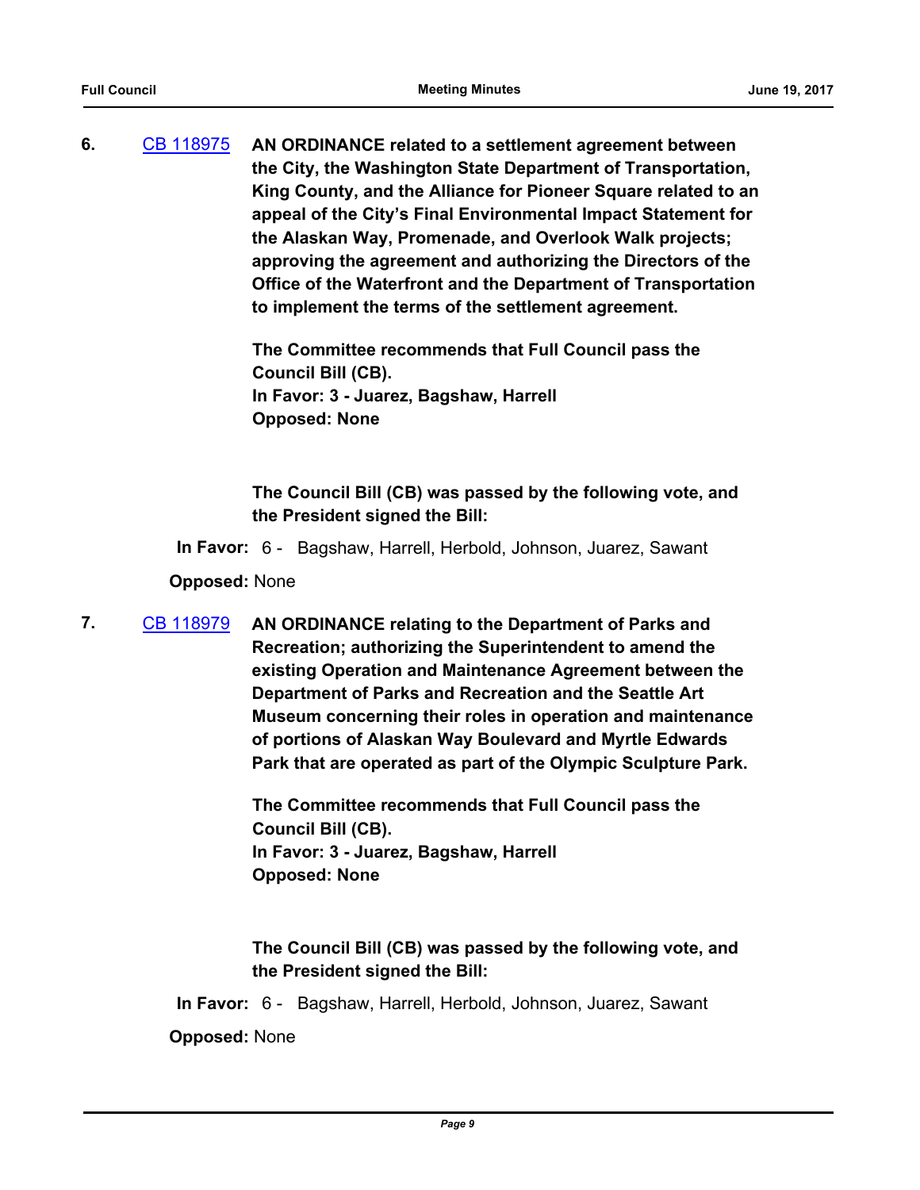6. [CB 118975](CB 118975) **AN ORDINANCE related to a settlement agreement between the City, the Washington State Department of Transportation, King County, and the Alliance for Pioneer Square related to an appeal of the City's Final Environmental Impact Statement for the Alaskan Way, Promenade, and Overlook Walk projects; approving the agreement and authorizing the Directors of the Office of the Waterfront and the Department of Transportation to implement the terms of the settlement agreement.**

**The Committee recommends that Full Council pass the Council Bill (CB).**
**In Favor: 3 - Juarez, Bagshaw, Harrell**
**Opposed: None**

**The Council Bill (CB) was passed by the following vote, and the President signed the Bill:**

**In Favor:** 6 - Bagshaw, Harrell, Herbold, Johnson, Juarez, Sawant

**Opposed:** None

7. [CB 118979](CB 118979) **AN ORDINANCE relating to the Department of Parks and Recreation; authorizing the Superintendent to amend the existing Operation and Maintenance Agreement between the Department of Parks and Recreation and the Seattle Art Museum concerning their roles in operation and maintenance of portions of Alaskan Way Boulevard and Myrtle Edwards Park that are operated as part of the Olympic Sculpture Park.**

**The Committee recommends that Full Council pass the Council Bill (CB).**
**In Favor: 3 - Juarez, Bagshaw, Harrell**
**Opposed: None**

**The Council Bill (CB) was passed by the following vote, and the President signed the Bill:**

**In Favor:** 6 - Bagshaw, Harrell, Herbold, Johnson, Juarez, Sawant

**Opposed:** None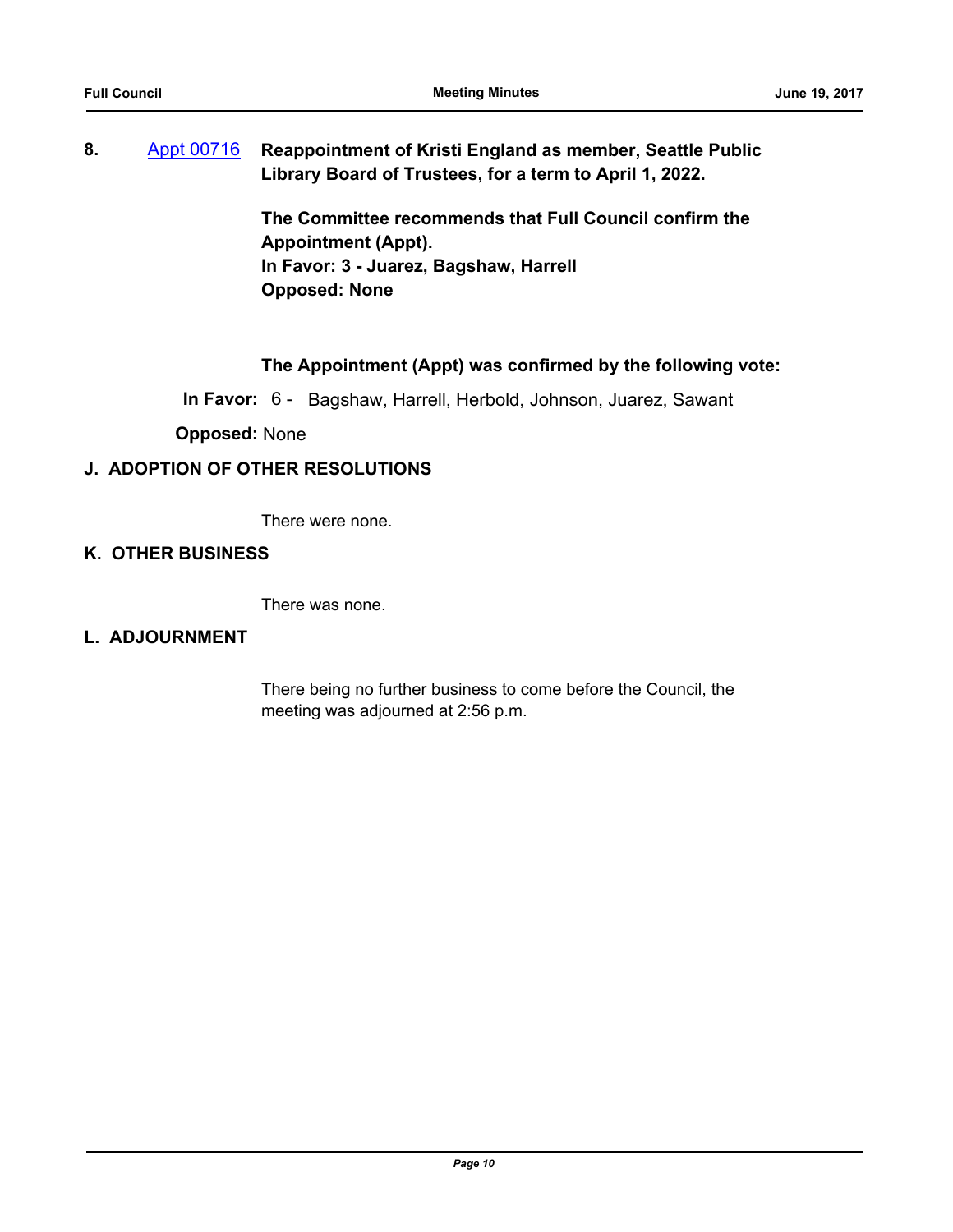**8.** Appt 00716 **Reappointment of Kristi England as member, Seattle Public Library Board of Trustees, for a term to April 1, 2022.**

**The Committee recommends that Full Council confirm the Appointment (Appt).**
**In Favor: 3 - Juarez, Bagshaw, Harrell**
**Opposed: None**

**The Appointment (Appt) was confirmed by the following vote:**

**In Favor:** 6 - Bagshaw, Harrell, Herbold, Johnson, Juarez, Sawant

**Opposed:** None

## J. ADOPTION OF OTHER RESOLUTIONS

There were none.

## K. OTHER BUSINESS

There was none.

## L. ADJOURNMENT

There being no further business to come before the Council, the meeting was adjourned at 2:56 p.m.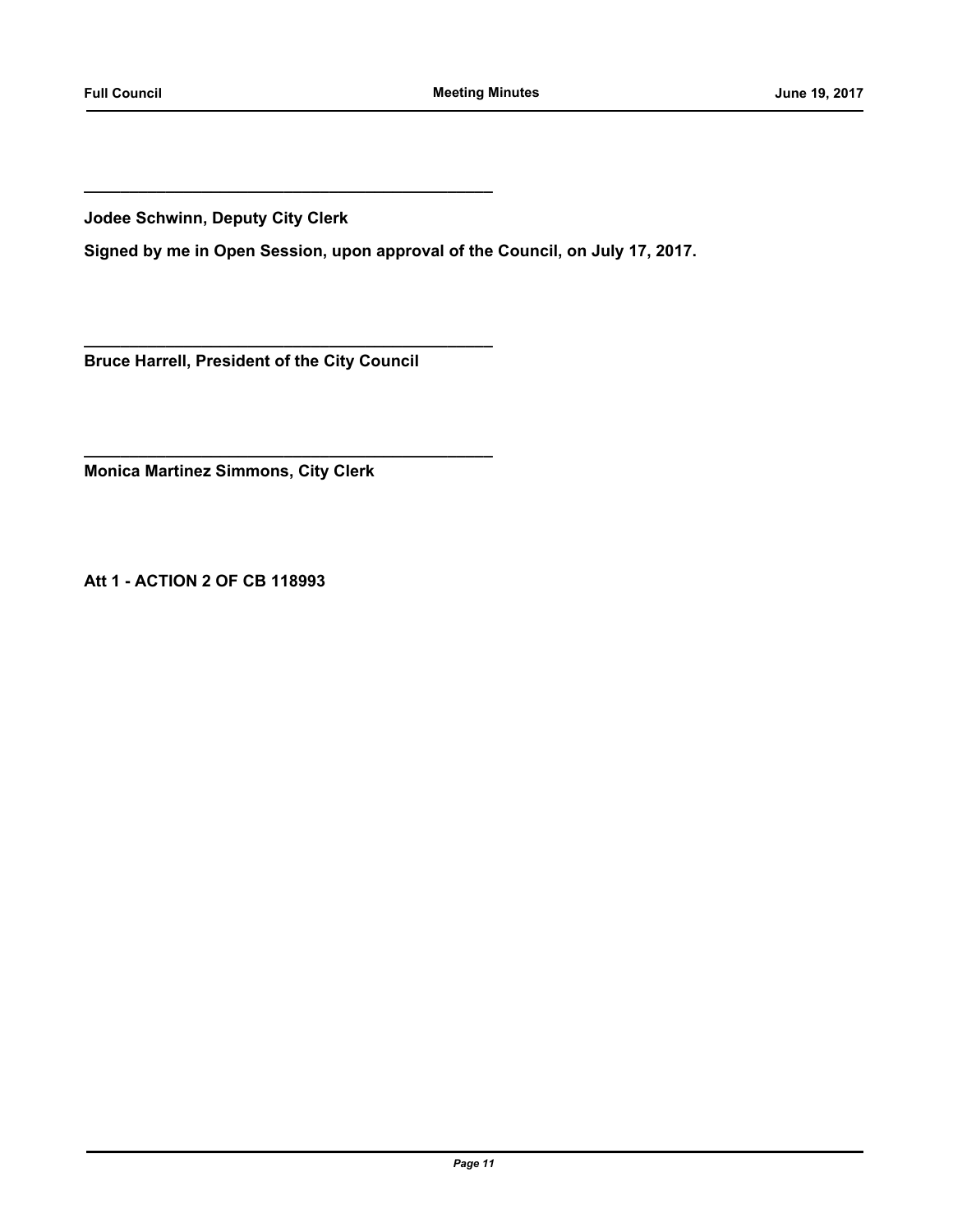______________________________________________

**Jodee Schwinn, Deputy City Clerk**

**Signed by me in Open Session, upon approval of the Council, on July 17, 2017.**

______________________________________________

**Bruce Harrell, President of the City Council**

______________________________________________

**Monica Martinez Simmons, City Clerk**

**Att 1 - ACTION 2 OF CB 118993**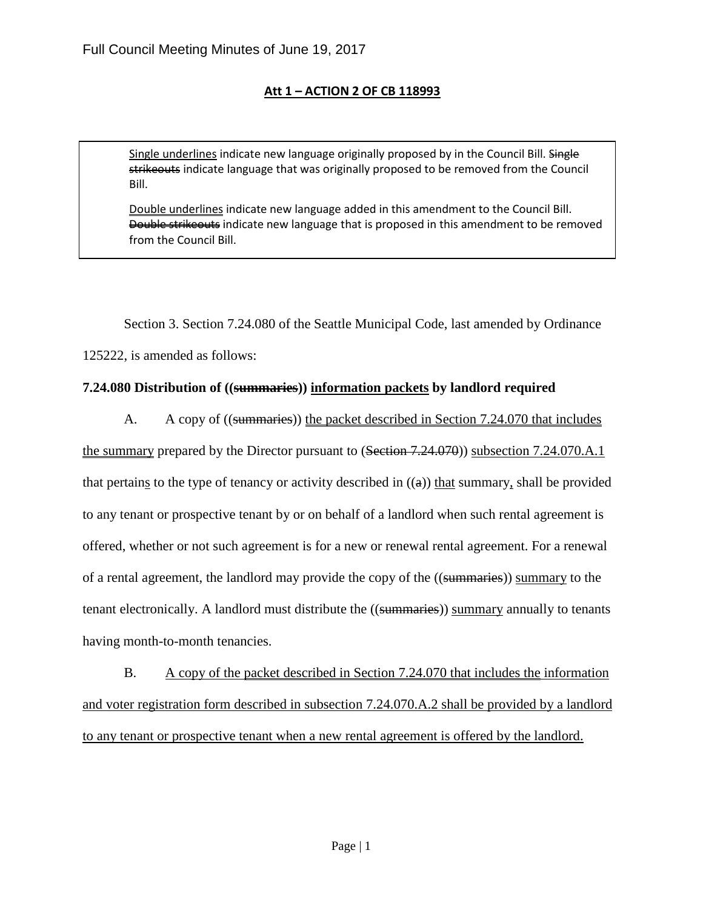**Att 1 – ACTION 2 OF CB 118993**

> <u>Single underlines</u> indicate new language originally proposed by in the Council Bill. ~~Single strikeouts~~ indicate language that was originally proposed to be removed from the Council Bill.
>
> <u>Double underlines</u> indicate new language added in this amendment to the Council Bill. ~~Double strikeouts~~ indicate new language that is proposed in this amendment to be removed from the Council Bill.

Section 3. Section 7.24.080 of the Seattle Municipal Code, last amended by Ordinance 125222, is amended as follows:

**7.24.080 Distribution of ((~~summaries~~)) <u>information packets</u> by landlord required**

A. A copy of ((~~summaries~~)) <u>the packet described in Section 7.24.070 that includes the summary</u> prepared by the Director pursuant to (~~Section 7.24.070~~)) <u>subsection 7.24.070.A.1</u> that pertain<u>s</u> to the type of tenancy or activity described in ((~~a~~)) <u>that</u> summary<u>,</u> shall be provided to any tenant or prospective tenant by or on behalf of a landlord when such rental agreement is offered, whether or not such agreement is for a new or renewal rental agreement. For a renewal of a rental agreement, the landlord may provide the copy of the ((~~summaries~~)) <u>summary</u> to the tenant electronically. A landlord must distribute the ((~~summaries~~)) <u>summary</u> annually to tenants having month-to-month tenancies.

B. <u>A copy of the packet described in Section 7.24.070 that includes the information and voter registration form described in subsection 7.24.070.A.2 shall be provided by a landlord to any tenant or prospective tenant when a new rental agreement is offered by the landlord.</u>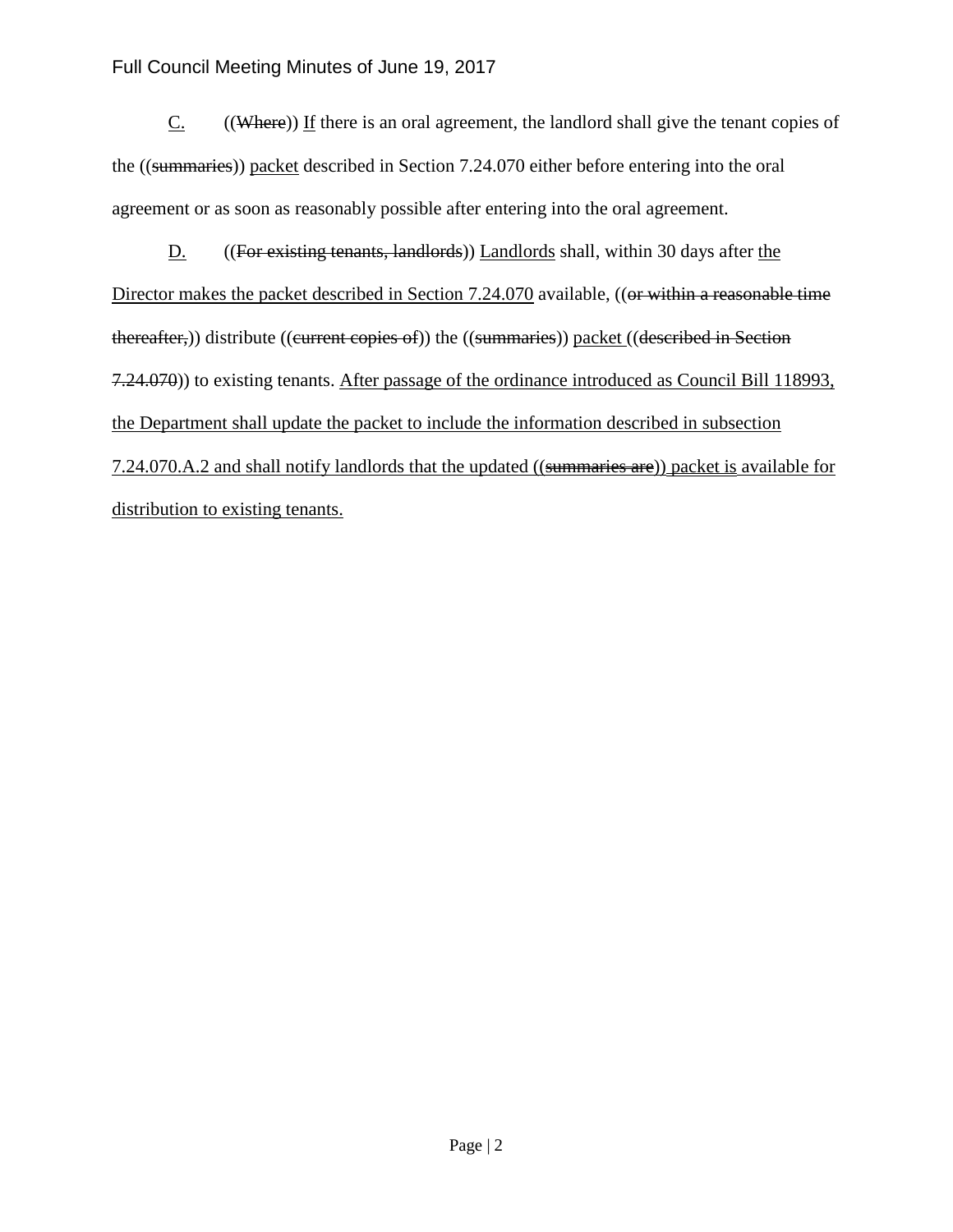C. ((Where)) If there is an oral agreement, the landlord shall give the tenant copies of the ((summaries)) packet described in Section 7.24.070 either before entering into the oral agreement or as soon as reasonably possible after entering into the oral agreement.

D. ((For existing tenants, landlords)) Landlords shall, within 30 days after the Director makes the packet described in Section 7.24.070 available, ((or within a reasonable time thereafter,)) distribute ((current copies of)) the ((summaries)) packet ((described in Section 7.24.070)) to existing tenants. After passage of the ordinance introduced as Council Bill 118993, the Department shall update the packet to include the information described in subsection 7.24.070.A.2 and shall notify landlords that the updated ((summaries are)) packet is available for distribution to existing tenants.